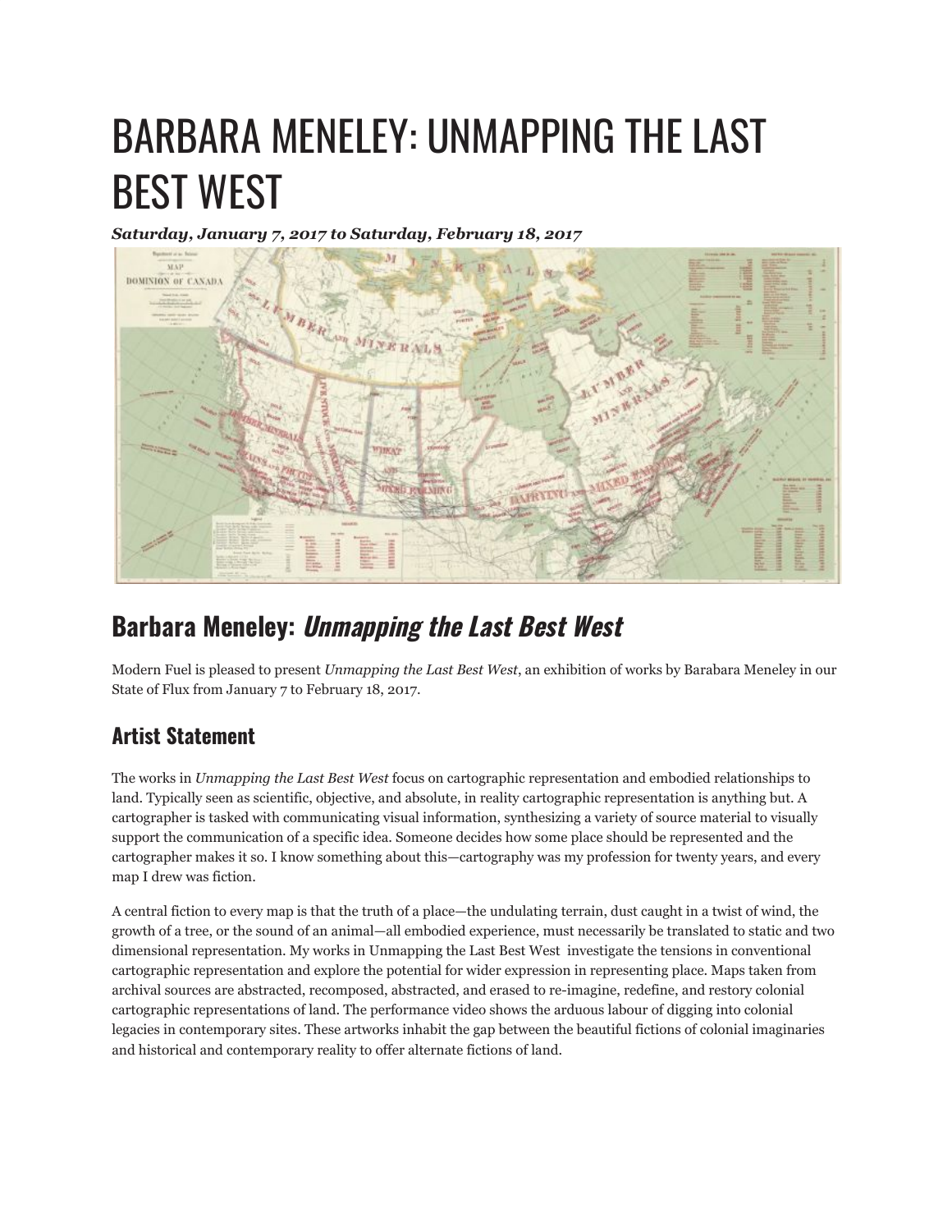# BARBARA MENELEY: UNMAPPING THE LAST BEST WEST

***Saturday, January 7, 2017 to Saturday, February 18, 2017***

## Barbara Meneley: *Unmapping the Last Best West*

Modern Fuel is pleased to present *Unmapping the Last Best West*, an exhibition of works by Barabara Meneley in our State of Flux from January 7 to February 18, 2017.

### Artist Statement

The works in *Unmapping the Last Best West* focus on cartographic representation and embodied relationships to land. Typically seen as scientific, objective, and absolute, in reality cartographic representation is anything but. A cartographer is tasked with communicating visual information, synthesizing a variety of source material to visually support the communication of a specific idea. Someone decides how some place should be represented and the cartographer makes it so. I know something about this—cartography was my profession for twenty years, and every map I drew was fiction.

A central fiction to every map is that the truth of a place—the undulating terrain, dust caught in a twist of wind, the growth of a tree, or the sound of an animal—all embodied experience, must necessarily be translated to static and two dimensional representation. My works in Unmapping the Last Best West investigate the tensions in conventional cartographic representation and explore the potential for wider expression in representing place. Maps taken from archival sources are abstracted, recomposed, abstracted, and erased to re-imagine, redefine, and restory colonial cartographic representations of land. The performance video shows the arduous labour of digging into colonial legacies in contemporary sites. These artworks inhabit the gap between the beautiful fictions of colonial imaginaries and historical and contemporary reality to offer alternate fictions of land.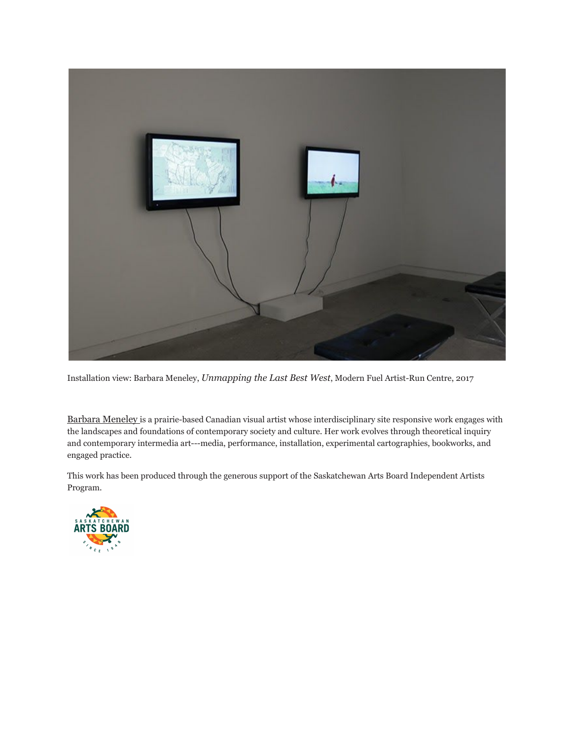Installation view: Barbara Meneley, *Unmapping the Last Best West*, Modern Fuel Artist-Run Centre, 2017

Barbara Meneley is a prairie-based Canadian visual artist whose interdisciplinary site responsive work engages with the landscapes and foundations of contemporary society and culture. Her work evolves through theoretical inquiry and contemporary intermedia art---media, performance, installation, experimental cartographies, bookworks, and engaged practice.

This work has been produced through the generous support of the Saskatchewan Arts Board Independent Artists Program.